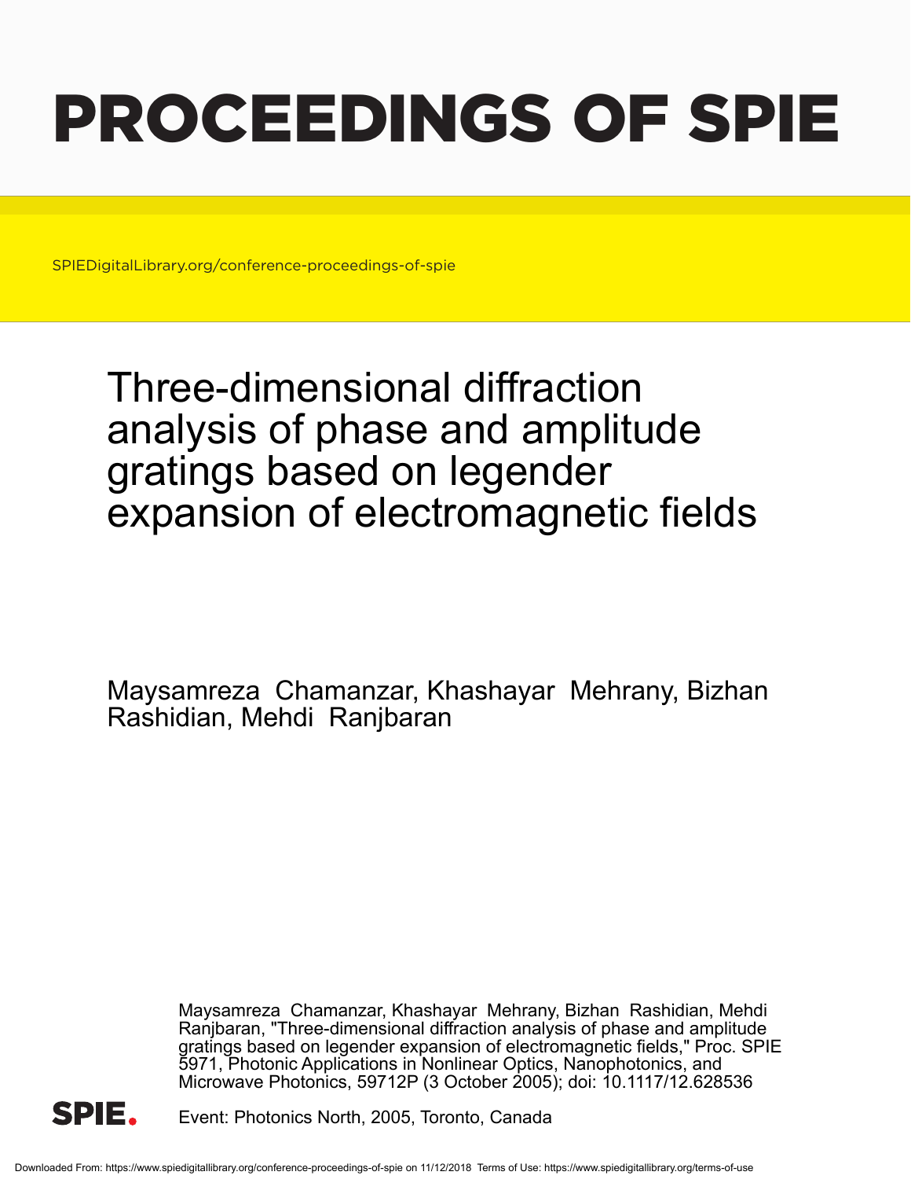# PROCEEDINGS OF SPIE

SPIEDigitalLibrary.org/conference-proceedings-of-spie

# Three-dimensional diffraction analysis of phase and amplitude gratings based on legender expansion of electromagnetic fields

Maysamreza Chamanzar, Khashayar Mehrany, Bizhan Rashidian, Mehdi Ranjbaran

Maysamreza Chamanzar, Khashayar Mehrany, Bizhan Rashidian, Mehdi Ranjbaran, "Three-dimensional diffraction analysis of phase and amplitude gratings based on legender expansion of electromagnetic fields," Proc. SPIE 5971, Photonic Applications in Nonlinear Optics, Nanophotonics, and Microwave Photonics, 59712P (3 October 2005); doi: 10.1117/12.628536

Event: Photonics North, 2005, Toronto, Canada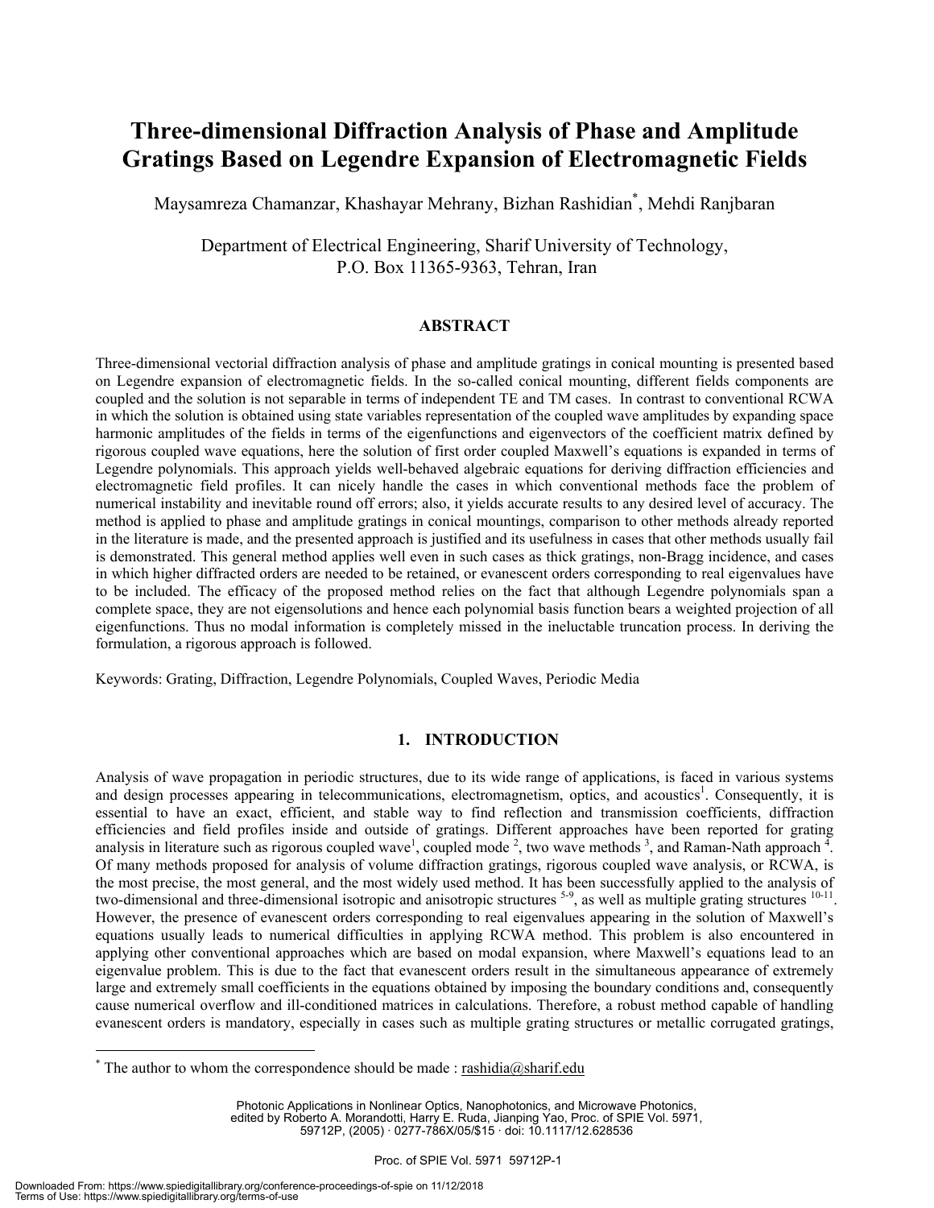# Three-dimensional Diffraction Analysis of Phase and Amplitude Gratings Based on Legendre Expansion of Electromagnetic Fields

Maysamreza Chamanzar, Khashayar Mehrany, Bizhan Rashidian[*], Mehdi Ranjbaran

Department of Electrical Engineering, Sharif University of Technology,
P.O. Box 11365-9363, Tehran, Iran

## ABSTRACT

Three-dimensional vectorial diffraction analysis of phase and amplitude gratings in conical mounting is presented based on Legendre expansion of electromagnetic fields. In the so-called conical mounting, different fields components are coupled and the solution is not separable in terms of independent TE and TM cases. In contrast to conventional RCWA in which the solution is obtained using state variables representation of the coupled wave amplitudes by expanding space harmonic amplitudes of the fields in terms of the eigenfunctions and eigenvectors of the coefficient matrix defined by rigorous coupled wave equations, here the solution of first order coupled Maxwell's equations is expanded in terms of Legendre polynomials. This approach yields well-behaved algebraic equations for deriving diffraction efficiencies and electromagnetic field profiles. It can nicely handle the cases in which conventional methods face the problem of numerical instability and inevitable round off errors; also, it yields accurate results to any desired level of accuracy. The method is applied to phase and amplitude gratings in conical mountings, comparison to other methods already reported in the literature is made, and the presented approach is justified and its usefulness in cases that other methods usually fail is demonstrated. This general method applies well even in such cases as thick gratings, non-Bragg incidence, and cases in which higher diffracted orders are needed to be retained, or evanescent orders corresponding to real eigenvalues have to be included. The efficacy of the proposed method relies on the fact that although Legendre polynomials span a complete space, they are not eigensolutions and hence each polynomial basis function bears a weighted projection of all eigenfunctions. Thus no modal information is completely missed in the ineluctable truncation process. In deriving the formulation, a rigorous approach is followed.

Keywords: Grating, Diffraction, Legendre Polynomials, Coupled Waves, Periodic Media

## 1. INTRODUCTION

Analysis of wave propagation in periodic structures, due to its wide range of applications, is faced in various systems and design processes appearing in telecommunications, electromagnetism, optics, and acoustics[1]. Consequently, it is essential to have an exact, efficient, and stable way to find reflection and transmission coefficients, diffraction efficiencies and field profiles inside and outside of gratings. Different approaches have been reported for grating analysis in literature such as rigorous coupled wave[1], coupled mode [2], two wave methods [3], and Raman-Nath approach [4]. Of many methods proposed for analysis of volume diffraction gratings, rigorous coupled wave analysis, or RCWA, is the most precise, the most general, and the most widely used method. It has been successfully applied to the analysis of two-dimensional and three-dimensional isotropic and anisotropic structures [5-9], as well as multiple grating structures [10-11]. However, the presence of evanescent orders corresponding to real eigenvalues appearing in the solution of Maxwell's equations usually leads to numerical difficulties in applying RCWA method. This problem is also encountered in applying other conventional approaches which are based on modal expansion, where Maxwell's equations lead to an eigenvalue problem. This is due to the fact that evanescent orders result in the simultaneous appearance of extremely large and extremely small coefficients in the equations obtained by imposing the boundary conditions and, consequently cause numerical overflow and ill-conditioned matrices in calculations. Therefore, a robust method capable of handling evanescent orders is mandatory, especially in cases such as multiple grating structures or metallic corrugated gratings,

[*] The author to whom the correspondence should be made : rashidia@sharif.edu

Photonic Applications in Nonlinear Optics, Nanophotonics, and Microwave Photonics, edited by Roberto A. Morandotti, Harry E. Ruda, Jianping Yao, Proc. of SPIE Vol. 5971, 59712P, (2005) · 0277-786X/05/$15 · doi: 10.1117/12.628536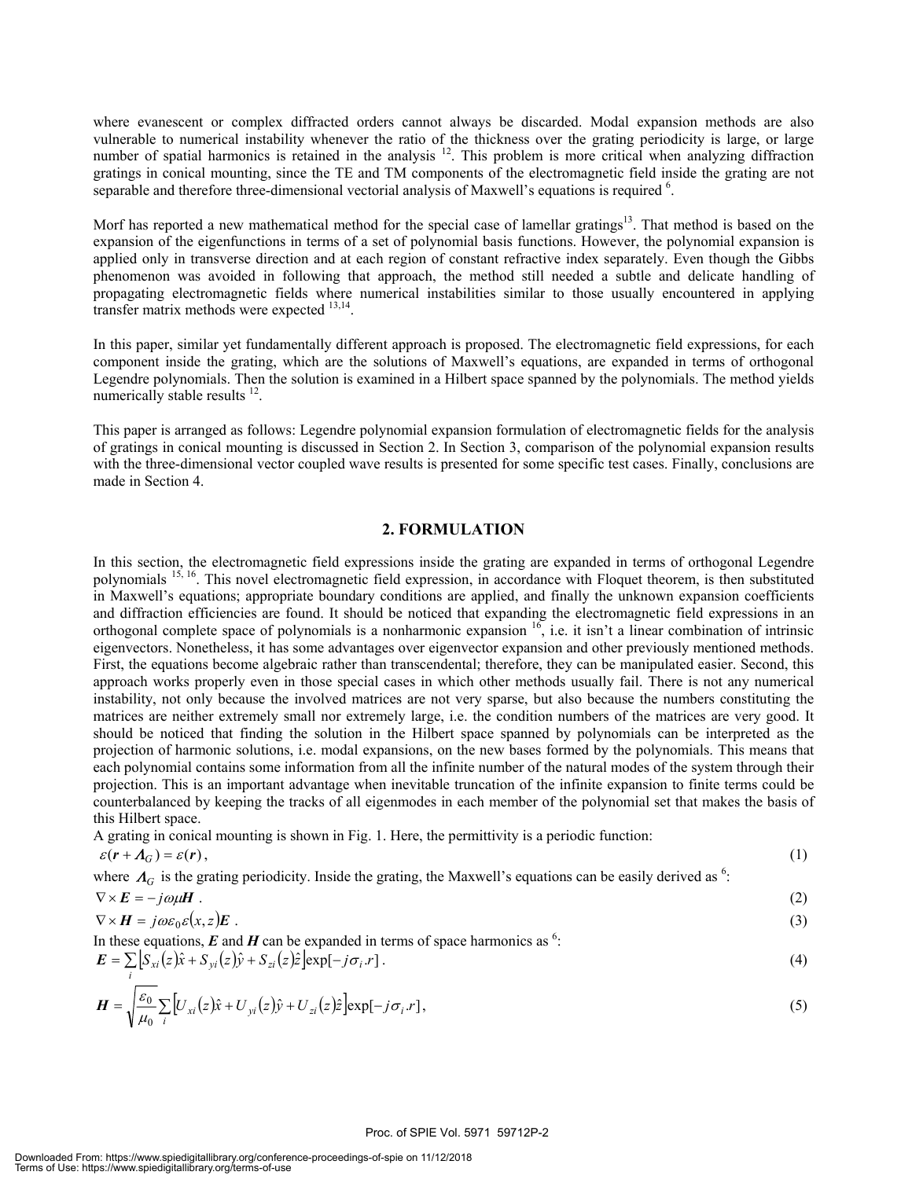where evanescent or complex diffracted orders cannot always be discarded. Modal expansion methods are also vulnerable to numerical instability whenever the ratio of the thickness over the grating periodicity is large, or large number of spatial harmonics is retained in the analysis [12]. This problem is more critical when analyzing diffraction gratings in conical mounting, since the TE and TM components of the electromagnetic field inside the grating are not separable and therefore three-dimensional vectorial analysis of Maxwell's equations is required [6].

Morf has reported a new mathematical method for the special case of lamellar gratings[13]. That method is based on the expansion of the eigenfunctions in terms of a set of polynomial basis functions. However, the polynomial expansion is applied only in transverse direction and at each region of constant refractive index separately. Even though the Gibbs phenomenon was avoided in following that approach, the method still needed a subtle and delicate handling of propagating electromagnetic fields where numerical instabilities similar to those usually encountered in applying transfer matrix methods were expected [13,14].

In this paper, similar yet fundamentally different approach is proposed. The electromagnetic field expressions, for each component inside the grating, which are the solutions of Maxwell's equations, are expanded in terms of orthogonal Legendre polynomials. Then the solution is examined in a Hilbert space spanned by the polynomials. The method yields numerically stable results [12].

This paper is arranged as follows: Legendre polynomial expansion formulation of electromagnetic fields for the analysis of gratings in conical mounting is discussed in Section 2. In Section 3, comparison of the polynomial expansion results with the three-dimensional vector coupled wave results is presented for some specific test cases. Finally, conclusions are made in Section 4.

## 2. FORMULATION

In this section, the electromagnetic field expressions inside the grating are expanded in terms of orthogonal Legendre polynomials [15, 16]. This novel electromagnetic field expression, in accordance with Floquet theorem, is then substituted in Maxwell's equations; appropriate boundary conditions are applied, and finally the unknown expansion coefficients and diffraction efficiencies are found. It should be noticed that expanding the electromagnetic field expressions in an orthogonal complete space of polynomials is a nonharmonic expansion [16], i.e. it isn't a linear combination of intrinsic eigenvectors. Nonetheless, it has some advantages over eigenvector expansion and other previously mentioned methods. First, the equations become algebraic rather than transcendental; therefore, they can be manipulated easier. Second, this approach works properly even in those special cases in which other methods usually fail. There is not any numerical instability, not only because the involved matrices are not very sparse, but also because the numbers constituting the matrices are neither extremely small nor extremely large, i.e. the condition numbers of the matrices are very good. It should be noticed that finding the solution in the Hilbert space spanned by polynomials can be interpreted as the projection of harmonic solutions, i.e. modal expansions, on the new bases formed by the polynomials. This means that each polynomial contains some information from all the infinite number of the natural modes of the system through their projection. This is an important advantage when inevitable truncation of the infinite expansion to finite terms could be counterbalanced by keeping the tracks of all eigenmodes in each member of the polynomial set that makes the basis of this Hilbert space.

A grating in conical mounting is shown in Fig. 1. Here, the permittivity is a periodic function:

$$\varepsilon(\boldsymbol{r}+\boldsymbol{\Lambda}_G)=\varepsilon(\boldsymbol{r}), \tag{1}$$

where $\boldsymbol{\Lambda}_G$ is the grating periodicity. Inside the grating, the Maxwell's equations can be easily derived as [6]:

$$\nabla\times\boldsymbol{E}=-j\omega\mu\boldsymbol{H}. \tag{2}$$

$$\nabla\times\boldsymbol{H}=j\omega\varepsilon_0\varepsilon(x,z)\boldsymbol{E}. \tag{3}$$

In these equations, $\boldsymbol{E}$ and $\boldsymbol{H}$ can be expanded in terms of space harmonics as [6]:

$$\boldsymbol{E}=\sum_i\left[S_{xi}(z)\hat{x}+S_{yi}(z)\hat{y}+S_{zi}(z)\hat{z}\right]\exp[-j\sigma_i.r]. \tag{4}$$

$$\boldsymbol{H}=\sqrt{\frac{\varepsilon_0}{\mu_0}}\sum_i\left[U_{xi}(z)\hat{x}+U_{yi}(z)\hat{y}+U_{zi}(z)\hat{z}\right]\exp[-j\sigma_i.r], \tag{5}$$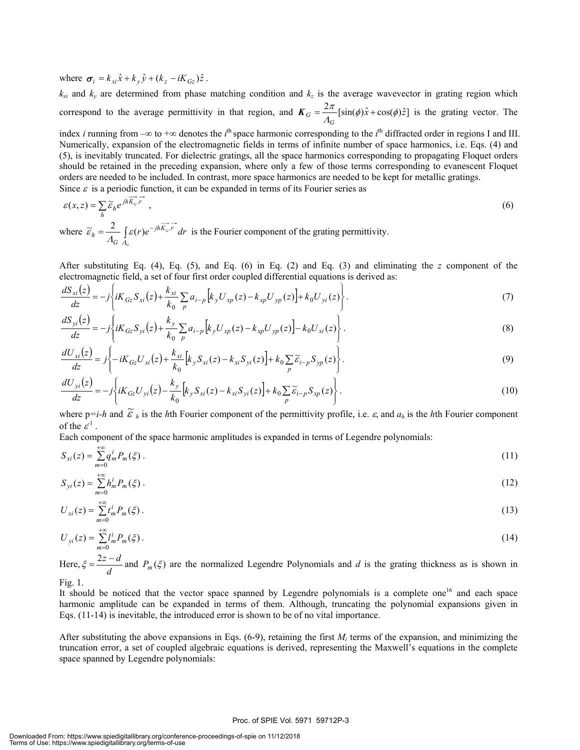where $\boldsymbol{\sigma}_i = k_{xi}\hat{x} + k_y\hat{y} + (k_z - iK_{Gz})\hat{z}$.

$k_{xi}$ and $k_y$ are determined from phase matching condition and $k_z$ is the average wavevector in grating region which correspond to the average permittivity in that region, and $\boldsymbol{K}_G = \frac{2\pi}{\Lambda_G}[\sin(\phi)\hat{x} + \cos(\phi)\hat{z}]$ is the grating vector. The index $i$ running from $-\infty$ to $+\infty$ denotes the $i^{\text{th}}$ space harmonic corresponding to the $i^{\text{th}}$ diffracted order in regions I and III. Numerically, expansion of the electromagnetic fields in terms of infinite number of space harmonics, i.e. Eqs. (4) and (5), is inevitably truncated. For dielectric gratings, all the space harmonics corresponding to propagating Floquet orders should be retained in the preceding expansion, where only a few of those terms corresponding to evanescent Floquet orders are needed to be included. In contrast, more space harmonics are needed to be kept for metallic gratings.

Since $\varepsilon$ is a periodic function, it can be expanded in terms of its Fourier series as

$$\varepsilon(x,z) = \sum_h \tilde{\varepsilon}_h e^{jh\overrightarrow{K_G}.\vec{r}} \;, \tag{6}$$

where $\tilde{\varepsilon}_h = \frac{2}{\Lambda_G}\int\limits_{\Lambda_G} \varepsilon(r)e^{-jh\overrightarrow{K_G}.\vec{r}}\, dr$ is the Fourier component of the grating permittivity.

After substituting Eq. (4), Eq. (5), and Eq. (6) in Eq. (2) and Eq. (3) and eliminating the $z$ component of the electromagnetic field, a set of four first order coupled differential equations is derived as:

$$\frac{dS_{xi}(z)}{dz} = -j\left\{iK_{Gz}S_{xi}(z) + \frac{k_{xi}}{k_0}\sum_p a_{i-p}\left[k_y U_{xp}(z) - k_{xp}U_{yp}(z)\right] + k_0 U_{yi}(z)\right\}. \tag{7}$$

$$\frac{dS_{yi}(z)}{dz} = -j\left\{iK_{Gz}S_{yi}(z) + \frac{k_y}{k_0}\sum_p a_{i-p}\left[k_y U_{xp}(z) - k_{xp}U_{yp}(z)\right] - k_0 U_{xi}(z)\right\}. \tag{8}$$

$$\frac{dU_{xi}(z)}{dz} = j\left\{-iK_{Gz}U_{xi}(z) + \frac{k_{xi}}{k_0}\left[k_y S_{xi}(z) - k_{xi}S_{yi}(z)\right] + k_0\sum_p \tilde{\varepsilon}_{i-p}S_{yp}(z)\right\}. \tag{9}$$

$$\frac{dU_{yi}(z)}{dz} = -j\left\{iK_{Gz}U_{yi}(z) - \frac{k_y}{k_0}\left[k_y S_{xi}(z) - k_{xi}S_{yi}(z)\right] + k_0\sum_p \tilde{\varepsilon}_{i-p}S_{xp}(z)\right\}. \tag{10}$$

where p=$i$-$h$ and $\tilde{\varepsilon}_h$ is the $h$th Fourier component of the permittivity profile, i.e. $\varepsilon$, and $a_h$ is the $h$th Fourier component of the $\varepsilon^{-1}$.

Each component of the space harmonic amplitudes is expanded in terms of Legendre polynomials:

$$S_{xi}(z) = \sum_{m=0}^{+\infty} q_m^i P_m(\xi)\,. \tag{11}$$

$$S_{yi}(z) = \sum_{m=0}^{+\infty} h_m^i P_m(\xi)\,. \tag{12}$$

$$U_{xi}(z) = \sum_{m=0}^{+\infty} t_m^i P_m(\xi)\,. \tag{13}$$

$$U_{yi}(z) = \sum_{m=0}^{+\infty} l_m^i P_m(\xi)\,. \tag{14}$$

Here, $\xi = \frac{2z-d}{d}$ and $P_m(\xi)$ are the normalized Legendre Polynomials and $d$ is the grating thickness as is shown in Fig. 1.

It should be noticed that the vector space spanned by Legendre polynomials is a complete one[16] and each space harmonic amplitude can be expanded in terms of them. Although, truncating the polynomial expansions given in Eqs. (11-14) is inevitable, the introduced error is shown to be of no vital importance.

After substituting the above expansions in Eqs. (6-9), retaining the first $M_i$ terms of the expansion, and minimizing the truncation error, a set of coupled algebraic equations is derived, representing the Maxwell's equations in the complete space spanned by Legendre polynomials: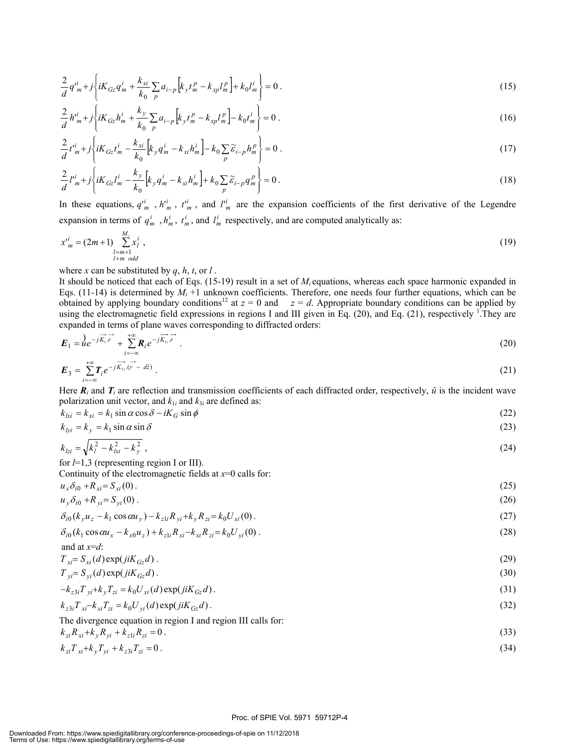$$\frac{2}{d}q'^{i}_{m}+j\left\{iK_{Gz}q^{i}_{m}+\frac{k_{xi}}{k_{0}}\sum_{p}a_{i-p}\left[k_{y}t^{p}_{m}-k_{xp}l^{p}_{m}\right]+k_{0}l^{i}_{m}\right\}=0\,. \tag{15}$$

$$\frac{2}{d}h'^{i}_{m}+j\left\{iK_{Gz}h^{i}_{m}+\frac{k_{y}}{k_{0}}\sum_{p}a_{i-p}\left[k_{y}t^{p}_{m}-k_{xp}l^{p}_{m}\right]-k_{0}t^{i}_{m}\right\}=0\,. \tag{16}$$

$$\frac{2}{d}t'^{i}_{m}+j\left\{iK_{Gz}t^{i}_{m}-\frac{k_{xi}}{k_{0}}\left[k_{y}q^{i}_{m}-k_{xi}h^{i}_{m}\right]-k_{0}\sum_{p}\widetilde{\varepsilon}_{i-p}h^{p}_{m}\right\}=0\,. \tag{17}$$

$$\frac{2}{d}l'^{i}_{m}+j\left\{iK_{Gz}l^{i}_{m}-\frac{k_{y}}{k_{0}}\left[k_{y}q^{i}_{m}-k_{xi}h^{i}_{m}\right]+k_{0}\sum_{p}\widetilde{\varepsilon}_{i-p}q^{p}_{m}\right\}=0\,. \tag{18}$$

In these equations, $q'^{i}_{m}$ , $h'^{i}_{m}$ , $t'^{i}_{m}$ , and $l'^{i}_{m}$ are the expansion coefficients of the first derivative of the Legendre expansion in terms of $q^{i}_{m}$ , $h^{i}_{m}$ , $t^{i}_{m}$ , and $l^{i}_{m}$ respectively, and are computed analytically as:

$$x'^{i}_{m}=(2m+1)\sum_{\substack{l=m+1\\ l+m\ \ odd}}^{M_{i}}x^{i}_{l}\ , \tag{19}$$

where $x$ can be substituted by $q$, $h$, $t$, or $l$ .

It should be noticed that each of Eqs. (15-19) result in a set of $M_i$ equations, whereas each space harmonic expanded in Eqs. (11-14) is determined by $M_i$ +1 unknown coefficients. Therefore, one needs four further equations, which can be obtained by applying boundary conditions[12] at $z = 0$ and $z = d$. Appropriate boundary conditions can be applied by using the electromagnetic field expressions in regions I and III given in Eq. (20), and Eq. (21), respectively [1].They are expanded in terms of plane waves corresponding to diffracted orders:

$$\boldsymbol{E}_{1}=\hat{u}e^{-j\overrightarrow{K_{i}}.\overrightarrow{r}}+\sum_{i=-\infty}^{+\infty}\boldsymbol{R}_{i}e^{-j\overrightarrow{K_{1i}}.\overrightarrow{r}}\ . \tag{20}$$

$$\boldsymbol{E}_{3}=\sum_{i=-\infty}^{+\infty}\boldsymbol{T}_{i}e^{-j\overrightarrow{K_{3i}}.(\overrightarrow{r}\ -\ d\hat{z})}\ . \tag{21}$$

Here $\boldsymbol{R}_i$ and $\boldsymbol{T}_i$ are reflection and transmission coefficients of each diffracted order, respectively, $\hat{u}$ is the incident wave polarization unit vector, and $k_{1i}$ and $k_{3i}$ are defined as:

$$k_{lxi}=k_{xi}=k_{1}\sin\alpha\cos\delta-iK_{G}\sin\phi \tag{22}$$

$$k_{lyi}=k_{y}=k_{1}\sin\alpha\sin\delta \tag{23}$$

$$k_{lzi}=\sqrt{k_{l}^{2}-k_{lxi}^{2}-k_{y}^{2}}\ , \tag{24}$$

for $l$=1,3 (representing region I or III).

Continuity of the electromagnetic fields at $x$=0 calls for:

$$u_{x}\delta_{i0}+R_{xi}=S_{xi}(0)\,. \tag{25}$$

$$u_{y}\delta_{i0}+R_{yi}=S_{yi}(0)\,. \tag{26}$$

$$\delta_{i0}(k_{y}u_{z}-k_{1}\cos\alpha u_{y})-k_{z1i}R_{yi}+k_{y}R_{zi}=k_{0}U_{xi}(0)\,. \tag{27}$$

$$\delta_{i0}(k_{1}\cos\alpha u_{x}-k_{x0}u_{z})+k_{z1i}R_{xi}-k_{xi}R_{zi}=k_{0}U_{yi}(0)\,. \tag{28}$$

and at $x$=$d$:

$$T_{xi}=S_{xi}(d)\exp(jiK_{Gz}d)\,. \tag{29}$$

$$T_{yi}=S_{yi}(d)\exp(jiK_{Gz}d)\,. \tag{30}$$

$$-k_{z3i}T_{yi}+k_{y}T_{zi}=k_{0}U_{xi}(d)\exp(jiK_{Gz}d)\,. \tag{31}$$

$$k_{z3i}T_{xi}-k_{xi}T_{zi}=k_{0}U_{yi}(d)\exp(jiK_{Gz}d)\,. \tag{32}$$

The divergence equation in region I and region III calls for:

$$k_{zi}R_{xi}+k_{y}R_{yi}+k_{z1i}R_{zi}=0\,. \tag{33}$$

$$k_{zi}T_{xi}+k_{y}T_{yi}+k_{z3i}T_{zi}=0\,. \tag{34}$$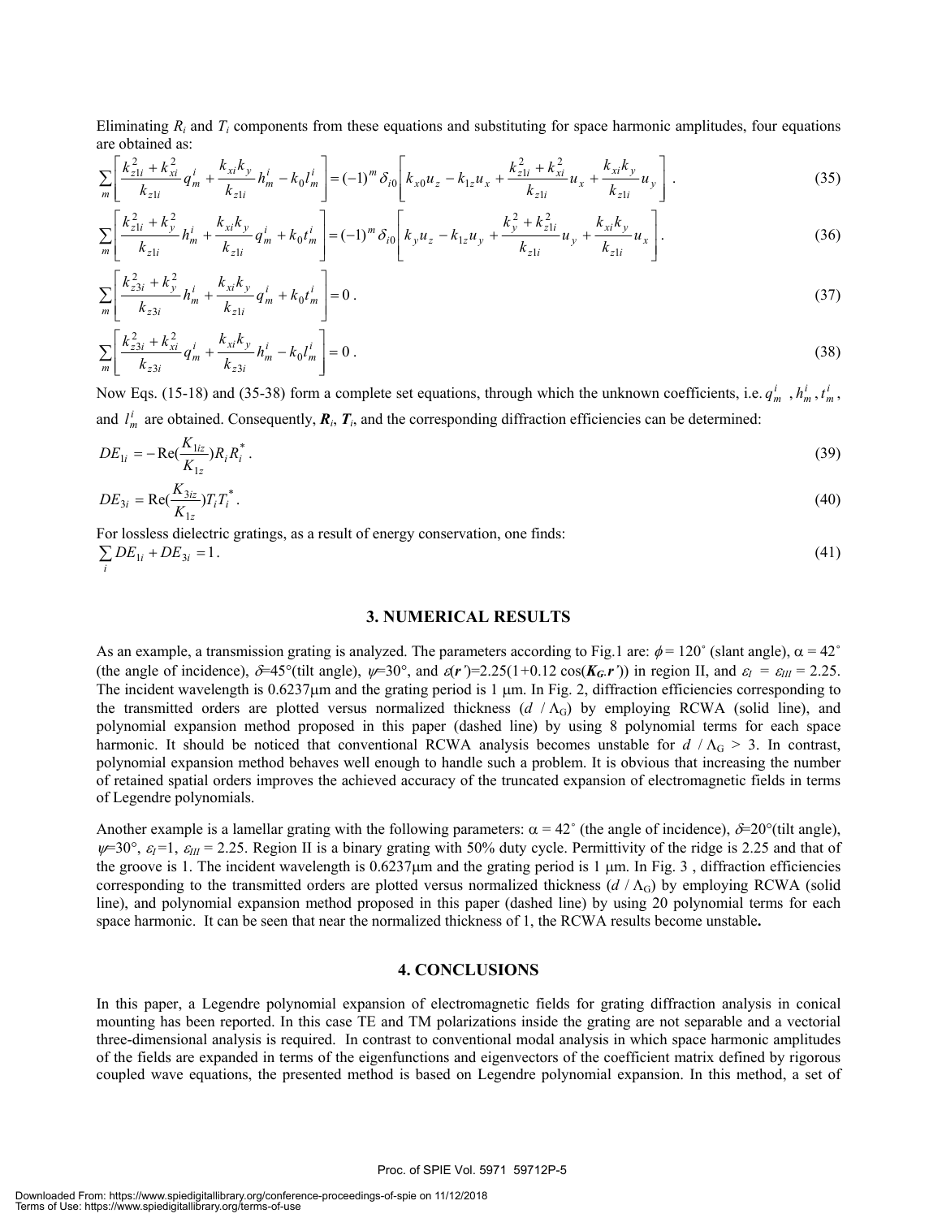Eliminating $R_i$ and $T_i$ components from these equations and substituting for space harmonic amplitudes, four equations are obtained as:

$$\sum_m \left[ \frac{k_{z1i}^2 + k_{xi}^2}{k_{z1i}} q_m^i + \frac{k_{xi} k_y}{k_{z1i}} h_m^i - k_0 l_m^i \right] = (-1)^m \delta_{i0} \left[ k_{x0} u_z - k_{1z} u_x + \frac{k_{z1i}^2 + k_{xi}^2}{k_{z1i}} u_x + \frac{k_{xi} k_y}{k_{z1i}} u_y \right]. \tag{35}$$

$$\sum_m \left[ \frac{k_{z1i}^2 + k_y^2}{k_{z1i}} h_m^i + \frac{k_{xi} k_y}{k_{z1i}} q_m^i + k_0 t_m^i \right] = (-1)^m \delta_{i0} \left[ k_y u_z - k_{1z} u_y + \frac{k_y^2 + k_{z1i}^2}{k_{z1i}} u_y + \frac{k_{xi} k_y}{k_{z1i}} u_x \right]. \tag{36}$$

$$\sum_m \left[ \frac{k_{z3i}^2 + k_y^2}{k_{z3i}} h_m^i + \frac{k_{xi} k_y}{k_{z1i}} q_m^i + k_0 t_m^i \right] = 0. \tag{37}$$

$$\sum_m \left[ \frac{k_{z3i}^2 + k_{xi}^2}{k_{z3i}} q_m^i + \frac{k_{xi} k_y}{k_{z3i}} h_m^i - k_0 l_m^i \right] = 0. \tag{38}$$

Now Eqs. (15-18) and (35-38) form a complete set equations, through which the unknown coefficients, i.e. $q_m^i$, $h_m^i$, $t_m^i$, and $l_m^i$ are obtained. Consequently, $\boldsymbol{R}_i$, $\boldsymbol{T}_i$, and the corresponding diffraction efficiencies can be determined:

$$DE_{1i} = -\mathrm{Re}\left(\frac{K_{1iz}}{K_{1z}}\right) R_i R_i^* . \tag{39}$$

$$DE_{3i} = \mathrm{Re}\left(\frac{K_{3iz}}{K_{1z}}\right) T_i T_i^* . \tag{40}$$

For lossless dielectric gratings, as a result of energy conservation, one finds:

$$\sum_i DE_{1i} + DE_{3i} = 1. \tag{41}$$

## 3. NUMERICAL RESULTS

As an example, a transmission grating is analyzed. The parameters according to Fig.1 are: $\phi = 120^\circ$ (slant angle), $\alpha = 42^\circ$ (the angle of incidence), $\delta$=45°(tilt angle), $\psi$=30°, and $\varepsilon(\boldsymbol{r}')$=2.25(1+0.12 cos($\boldsymbol{K_G}.\boldsymbol{r}'$)) in region II, and $\varepsilon_I = \varepsilon_{III} = 2.25$. The incident wavelength is 0.6237μm and the grating period is 1 μm. In Fig. 2, diffraction efficiencies corresponding to the transmitted orders are plotted versus normalized thickness ($d$ / $\Lambda_G$) by employing RCWA (solid line), and polynomial expansion method proposed in this paper (dashed line) by using 8 polynomial terms for each space harmonic. It should be noticed that conventional RCWA analysis becomes unstable for $d$ / $\Lambda_G$ > 3. In contrast, polynomial expansion method behaves well enough to handle such a problem. It is obvious that increasing the number of retained spatial orders improves the achieved accuracy of the truncated expansion of electromagnetic fields in terms of Legendre polynomials.

Another example is a lamellar grating with the following parameters: $\alpha = 42^\circ$ (the angle of incidence), $\delta$=20°(tilt angle), $\psi$=30°, $\varepsilon_I$=1, $\varepsilon_{III}$ = 2.25. Region II is a binary grating with 50% duty cycle. Permittivity of the ridge is 2.25 and that of the groove is 1. The incident wavelength is 0.6237μm and the grating period is 1 μm. In Fig. 3 , diffraction efficiencies corresponding to the transmitted orders are plotted versus normalized thickness ($d$ / $\Lambda_G$) by employing RCWA (solid line), and polynomial expansion method proposed in this paper (dashed line) by using 20 polynomial terms for each space harmonic. It can be seen that near the normalized thickness of 1, the RCWA results become unstable**.**

## 4. CONCLUSIONS

In this paper, a Legendre polynomial expansion of electromagnetic fields for grating diffraction analysis in conical mounting has been reported. In this case TE and TM polarizations inside the grating are not separable and a vectorial three-dimensional analysis is required. In contrast to conventional modal analysis in which space harmonic amplitudes of the fields are expanded in terms of the eigenfunctions and eigenvectors of the coefficient matrix defined by rigorous coupled wave equations, the presented method is based on Legendre polynomial expansion. In this method, a set of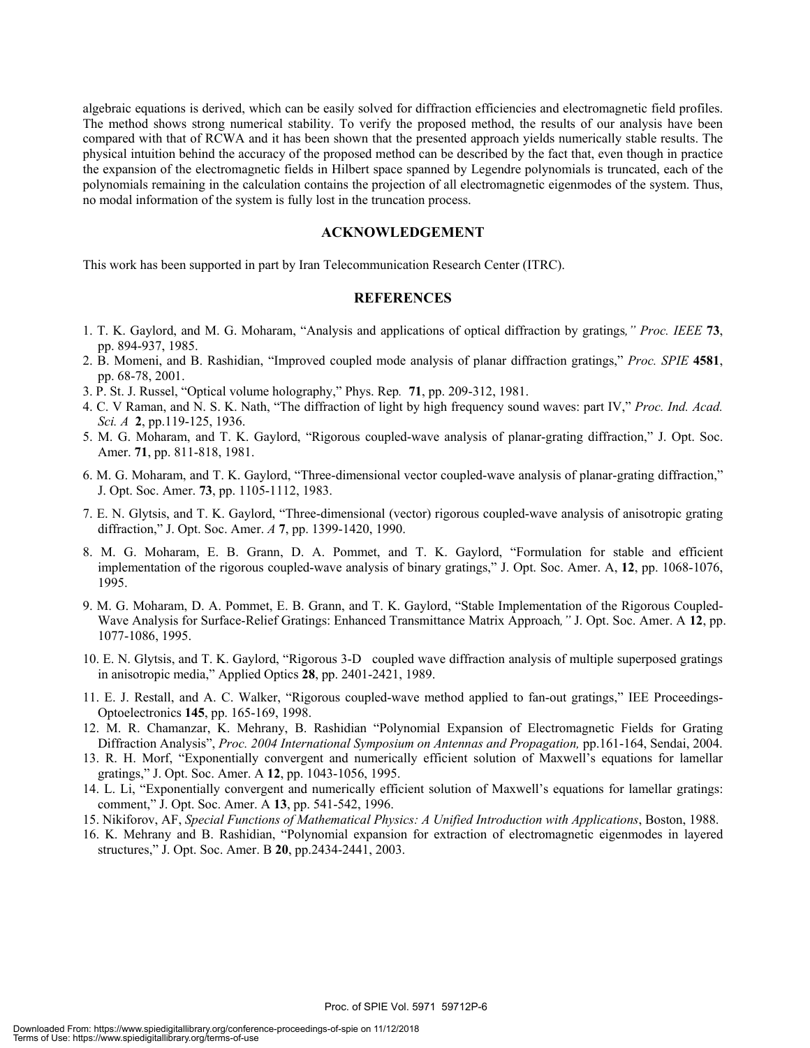algebraic equations is derived, which can be easily solved for diffraction efficiencies and electromagnetic field profiles. The method shows strong numerical stability. To verify the proposed method, the results of our analysis have been compared with that of RCWA and it has been shown that the presented approach yields numerically stable results. The physical intuition behind the accuracy of the proposed method can be described by the fact that, even though in practice the expansion of the electromagnetic fields in Hilbert space spanned by Legendre polynomials is truncated, each of the polynomials remaining in the calculation contains the projection of all electromagnetic eigenmodes of the system. Thus, no modal information of the system is fully lost in the truncation process.

## ACKNOWLEDGEMENT

This work has been supported in part by Iran Telecommunication Research Center (ITRC).

## REFERENCES

1. T. K. Gaylord, and M. G. Moharam, "Analysis and applications of optical diffraction by gratings*," Proc. IEEE* **73**, pp. 894-937, 1985.
2. B. Momeni, and B. Rashidian, "Improved coupled mode analysis of planar diffraction gratings," *Proc. SPIE* **4581**, pp. 68-78, 2001.
3. P. St. J. Russel, "Optical volume holography," Phys. Rep*.* **71**, pp. 209-312, 1981.
4. C. V Raman, and N. S. K. Nath, "The diffraction of light by high frequency sound waves: part IV," *Proc. Ind. Acad. Sci. A* **2**, pp.119-125, 1936.
5. M. G. Moharam, and T. K. Gaylord, "Rigorous coupled-wave analysis of planar-grating diffraction," J. Opt. Soc. Amer. **71**, pp. 811-818, 1981.
6. M. G. Moharam, and T. K. Gaylord, "Three-dimensional vector coupled-wave analysis of planar-grating diffraction," J. Opt. Soc. Amer. **73**, pp. 1105-1112, 1983.
7. E. N. Glytsis, and T. K. Gaylord, "Three-dimensional (vector) rigorous coupled-wave analysis of anisotropic grating diffraction," J. Opt. Soc. Amer. *A* **7**, pp. 1399-1420, 1990.
8. M. G. Moharam, E. B. Grann, D. A. Pommet, and T. K. Gaylord, "Formulation for stable and efficient implementation of the rigorous coupled-wave analysis of binary gratings," J. Opt. Soc. Amer. A, **12**, pp. 1068-1076, 1995.
9. M. G. Moharam, D. A. Pommet, E. B. Grann, and T. K. Gaylord, "Stable Implementation of the Rigorous Coupled-Wave Analysis for Surface-Relief Gratings: Enhanced Transmittance Matrix Approach*,"* J. Opt. Soc. Amer. A **12**, pp. 1077-1086, 1995.
10. E. N. Glytsis, and T. K. Gaylord, "Rigorous 3-D coupled wave diffraction analysis of multiple superposed gratings in anisotropic media," Applied Optics **28**, pp. 2401-2421, 1989.
11. E. J. Restall, and A. C. Walker, "Rigorous coupled-wave method applied to fan-out gratings," IEE Proceedings-Optoelectronics **145**, pp. 165-169, 1998.
12. M. R. Chamanzar, K. Mehrany, B. Rashidian "Polynomial Expansion of Electromagnetic Fields for Grating Diffraction Analysis", *Proc. 2004 International Symposium on Antennas and Propagation,* pp.161-164, Sendai, 2004.
13. R. H. Morf, "Exponentially convergent and numerically efficient solution of Maxwell's equations for lamellar gratings," J. Opt. Soc. Amer. A **12**, pp. 1043-1056, 1995.
14. L. Li, "Exponentially convergent and numerically efficient solution of Maxwell's equations for lamellar gratings: comment," J. Opt. Soc. Amer. A **13**, pp. 541-542, 1996.
15. Nikiforov, AF, *Special Functions of Mathematical Physics: A Unified Introduction with Applications*, Boston, 1988.
16. K. Mehrany and B. Rashidian, "Polynomial expansion for extraction of electromagnetic eigenmodes in layered structures," J. Opt. Soc. Amer. B **20**, pp.2434-2441, 2003.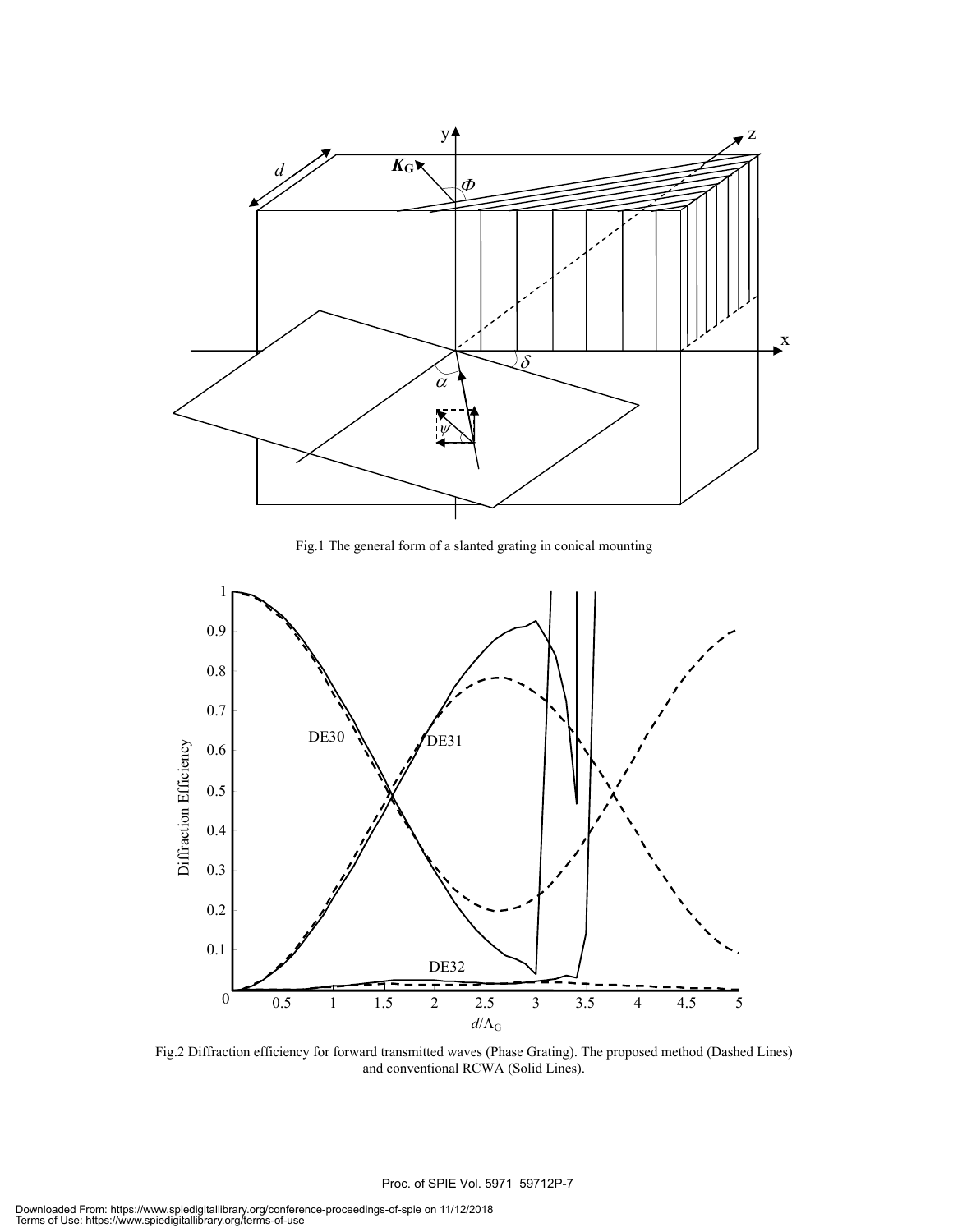Fig.1 The general form of a slanted grating in conical mounting

Fig.2 Diffraction efficiency for forward transmitted waves (Phase Grating). The proposed method (Dashed Lines) and conventional RCWA (Solid Lines).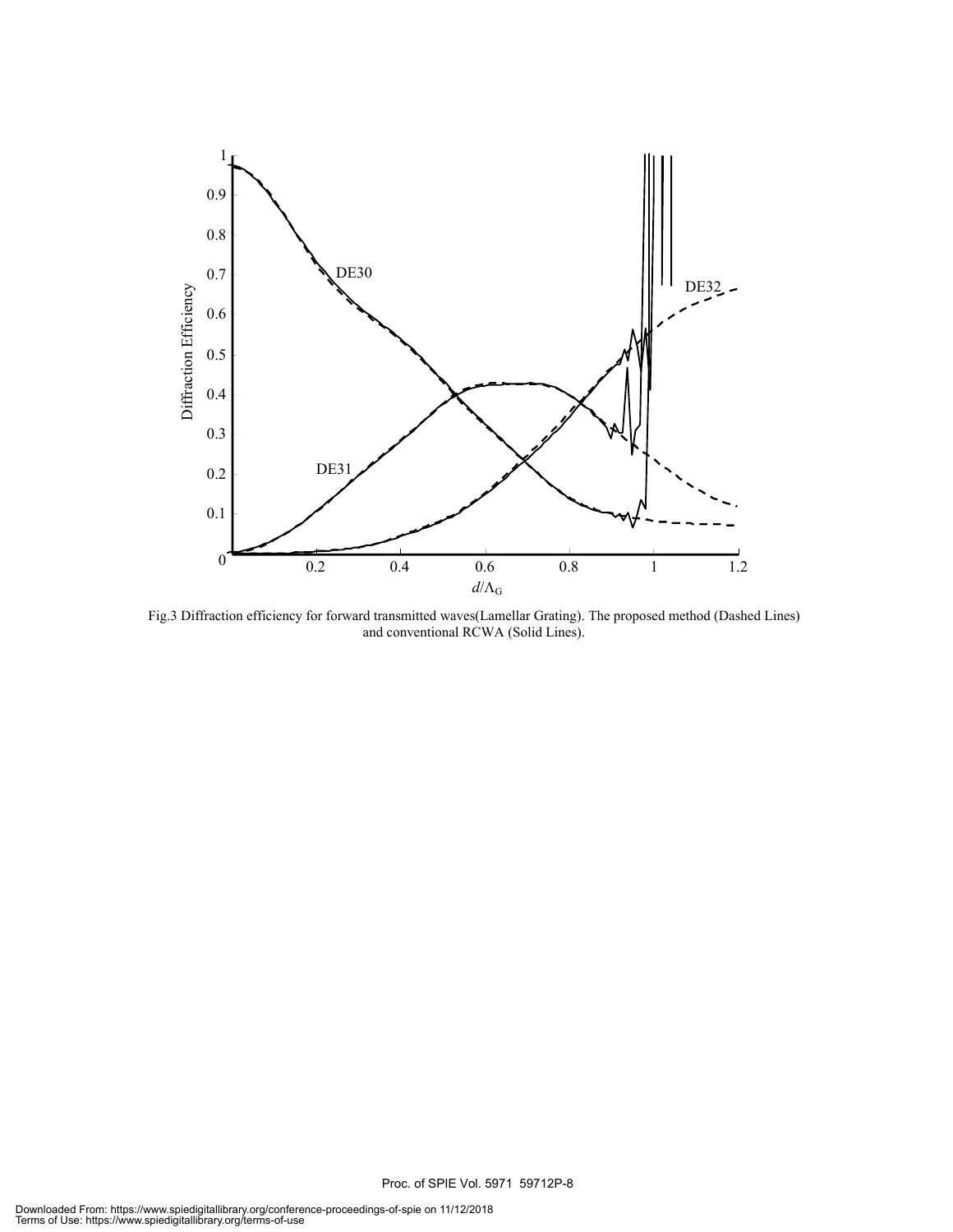Diffraction Efficiency

1

0.9

0.8

0.7

0.6

0.5

0.4

0.3

0.2

0.1

0

0.2

0.4

0.6

0.8

1

1.2

$d/\Lambda_G$

DE30

DE31

DE32

Fig.3 Diffraction efficiency for forward transmitted waves(Lamellar Grating). The proposed method (Dashed Lines) and conventional RCWA (Solid Lines).